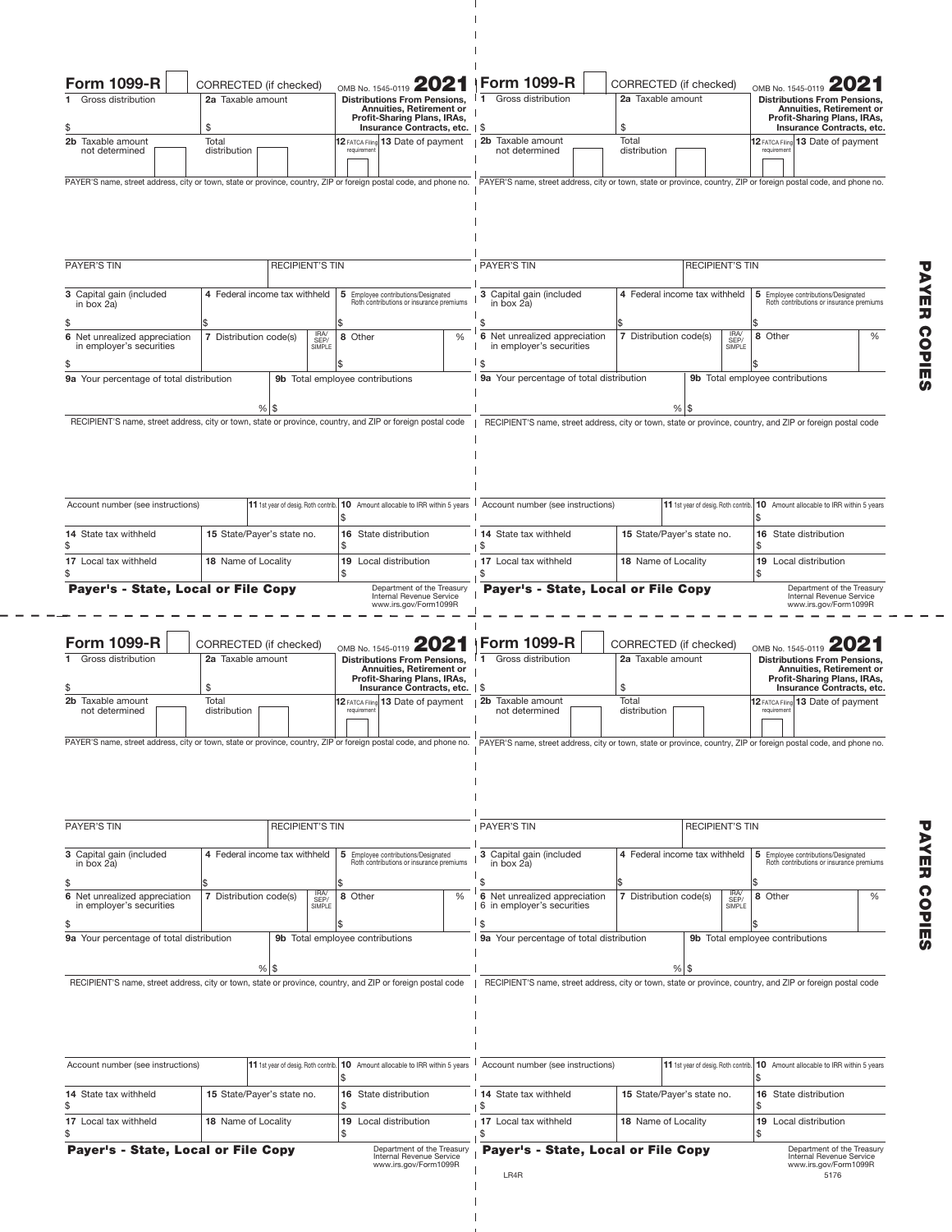# Form 1099-R

CORRECTED (if checked)

OMB No. 1545-0119 **2021**

**Distributions From Pensions, Annuities, Retirement or Profit-Sharing Plans, IRAs, Insurance Contracts, etc.**

| | | |
|---|---|---|
| **1** Gross distribution $ | **2a** Taxable amount $ | |
| **2b** Taxable amount not determined ☐ | Total distribution ☐ | **12** FATCA Filing requirement ☐ / **13** Date of payment |

PAYER'S name, street address, city or town, state or province, country, ZIP or foreign postal code, and phone no.

| | | |
|---|---|---|
| PAYER'S TIN | RECIPIENT'S TIN | |
| **3** Capital gain (included in box 2a) $ | **4** Federal income tax withheld $ | **5** Employee contributions/Designated Roth contributions or insurance premiums $ |
| **6** Net unrealized appreciation in employer's securities $ | **7** Distribution code(s) / IRA/SEP/SIMPLE | **8** Other % $ |
| **9a** Your percentage of total distribution % | **9b** Total employee contributions $ | |

RECIPIENT'S name, street address, city or town, state or province, country, and ZIP or foreign postal code

| | | |
|---|---|---|
| Account number (see instructions) | **11** 1st year of desig. Roth contrib. | **10** Amount allocable to IRR within 5 years $ |
| **14** State tax withheld $ | **15** State/Payer's state no. | **16** State distribution $ |
| **17** Local tax withheld $ | **18** Name of Locality | **19** Local distribution $ |

**Payer's - State, Local or File Copy**

Department of the Treasury
Internal Revenue Service
www.irs.gov/Form1099R

---

# Form 1099-R

CORRECTED (if checked)

OMB No. 1545-0119 **2021**

**Distributions From Pensions, Annuities, Retirement or Profit-Sharing Plans, IRAs, Insurance Contracts, etc.**

| | | |
|---|---|---|
| **1** Gross distribution $ | **2a** Taxable amount $ | |
| **2b** Taxable amount not determined ☐ | Total distribution ☐ | **12** FATCA Filing requirement ☐ / **13** Date of payment |

PAYER'S name, street address, city or town, state or province, country, ZIP or foreign postal code, and phone no.

| | | |
|---|---|---|
| PAYER'S TIN | RECIPIENT'S TIN | |
| **3** Capital gain (included in box 2a) $ | **4** Federal income tax withheld $ | **5** Employee contributions/Designated Roth contributions or insurance premiums $ |
| **6** Net unrealized appreciation in employer's securities $ | **7** Distribution code(s) / IRA/SEP/SIMPLE | **8** Other % $ |
| **9a** Your percentage of total distribution % | **9b** Total employee contributions $ | |

RECIPIENT'S name, street address, city or town, state or province, country, and ZIP or foreign postal code

| | | |
|---|---|---|
| Account number (see instructions) | **11** 1st year of desig. Roth contrib. | **10** Amount allocable to IRR within 5 years $ |
| **14** State tax withheld $ | **15** State/Payer's state no. | **16** State distribution $ |
| **17** Local tax withheld $ | **18** Name of Locality | **19** Local distribution $ |

**Payer's - State, Local or File Copy**

Department of the Treasury
Internal Revenue Service
www.irs.gov/Form1099R

**PAYER COPIES**

---

# Form 1099-R

CORRECTED (if checked)

OMB No. 1545-0119 **2021**

**Distributions From Pensions, Annuities, Retirement or Profit-Sharing Plans, IRAs, Insurance Contracts, etc.**

| | | |
|---|---|---|
| **1** Gross distribution $ | **2a** Taxable amount $ | |
| **2b** Taxable amount not determined ☐ | Total distribution ☐ | **12** FATCA Filing requirement ☐ / **13** Date of payment |

PAYER'S name, street address, city or town, state or province, country, ZIP or foreign postal code, and phone no.

| | | |
|---|---|---|
| PAYER'S TIN | RECIPIENT'S TIN | |
| **3** Capital gain (included in box 2a) $ | **4** Federal income tax withheld $ | **5** Employee contributions/Designated Roth contributions or insurance premiums $ |
| **6** Net unrealized appreciation in employer's securities $ | **7** Distribution code(s) / IRA/SEP/SIMPLE | **8** Other % $ |
| **9a** Your percentage of total distribution % | **9b** Total employee contributions $ | |

RECIPIENT'S name, street address, city or town, state or province, country, and ZIP or foreign postal code

| | | |
|---|---|---|
| Account number (see instructions) | **11** 1st year of desig. Roth contrib. | **10** Amount allocable to IRR within 5 years $ |
| **14** State tax withheld $ | **15** State/Payer's state no. | **16** State distribution $ |
| **17** Local tax withheld $ | **18** Name of Locality | **19** Local distribution $ |

**Payer's - State, Local or File Copy**

Department of the Treasury
Internal Revenue Service
www.irs.gov/Form1099R

---

# Form 1099-R

CORRECTED (if checked)

OMB No. 1545-0119 **2021**

**Distributions From Pensions, Annuities, Retirement or Profit-Sharing Plans, IRAs, Insurance Contracts, etc.**

| | | |
|---|---|---|
| **1** Gross distribution $ | **2a** Taxable amount $ | |
| **2b** Taxable amount not determined ☐ | Total distribution ☐ | **12** FATCA Filing requirement ☐ / **13** Date of payment |

PAYER'S name, street address, city or town, state or province, country, ZIP or foreign postal code, and phone no.

| | | |
|---|---|---|
| PAYER'S TIN | RECIPIENT'S TIN | |
| **3** Capital gain (included in box 2a) $ | **4** Federal income tax withheld $ | **5** Employee contributions/Designated Roth contributions or insurance premiums $ |
| **6** Net unrealized appreciation in 6 in employer's securities $ | **7** Distribution code(s) / IRA/SEP/SIMPLE | **8** Other % $ |
| **9a** Your percentage of total distribution % | **9b** Total employee contributions $ | |

RECIPIENT'S name, street address, city or town, state or province, country, and ZIP or foreign postal code

| | | |
|---|---|---|
| Account number (see instructions) | **11** 1st year of desig. Roth contrib. | **10** Amount allocable to IRR within 5 years $ |
| **14** State tax withheld $ | **15** State/Payer's state no. | **16** State distribution $ |
| **17** Local tax withheld $ | **18** Name of Locality | **19** Local distribution $ |

**Payer's - State, Local or File Copy**

Department of the Treasury
Internal Revenue Service
www.irs.gov/Form1099R

LR4R 5176

**PAYER COPIES**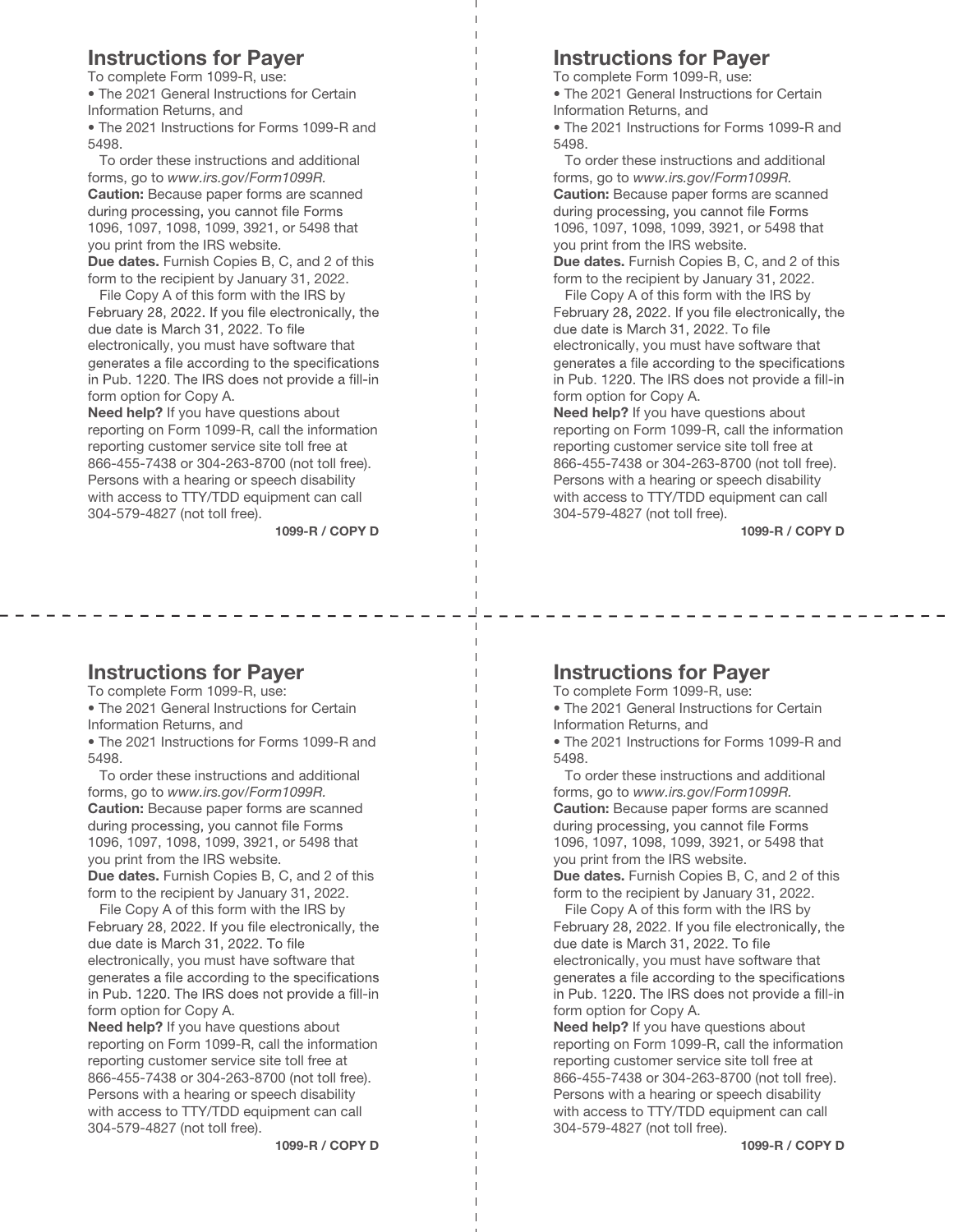## Instructions for Payer

To complete Form 1099-R, use:

- The 2021 General Instructions for Certain Information Returns, and
- The 2021 Instructions for Forms 1099-R and 5498.

To order these instructions and additional forms, go to *www.irs.gov/Form1099R.*

**Caution:** Because paper forms are scanned during processing, you cannot file Forms 1096, 1097, 1098, 1099, 3921, or 5498 that you print from the IRS website.

**Due dates.** Furnish Copies B, C, and 2 of this form to the recipient by January 31, 2022.

File Copy A of this form with the IRS by February 28, 2022. If you file electronically, the due date is March 31, 2022. To file electronically, you must have software that generates a file according to the specifications in Pub. 1220. The IRS does not provide a fill-in form option for Copy A.

**Need help?** If you have questions about reporting on Form 1099-R, call the information reporting customer service site toll free at 866-455-7438 or 304-263-8700 (not toll free). Persons with a hearing or speech disability with access to TTY/TDD equipment can call 304-579-4827 (not toll free).

**1099-R / COPY D**

## Instructions for Payer

To complete Form 1099-R, use:

- The 2021 General Instructions for Certain Information Returns, and
- The 2021 Instructions for Forms 1099-R and 5498.

To order these instructions and additional forms, go to *www.irs.gov/Form1099R.*

**Caution:** Because paper forms are scanned during processing, you cannot file Forms 1096, 1097, 1098, 1099, 3921, or 5498 that you print from the IRS website.

**Due dates.** Furnish Copies B, C, and 2 of this form to the recipient by January 31, 2022.

File Copy A of this form with the IRS by February 28, 2022. If you file electronically, the due date is March 31, 2022. To file electronically, you must have software that generates a file according to the specifications in Pub. 1220. The IRS does not provide a fill-in form option for Copy A.

**Need help?** If you have questions about reporting on Form 1099-R, call the information reporting customer service site toll free at 866-455-7438 or 304-263-8700 (not toll free). Persons with a hearing or speech disability with access to TTY/TDD equipment can call 304-579-4827 (not toll free).

**1099-R / COPY D**

## Instructions for Payer

To complete Form 1099-R, use:

- The 2021 General Instructions for Certain Information Returns, and
- The 2021 Instructions for Forms 1099-R and 5498.

To order these instructions and additional forms, go to *www.irs.gov/Form1099R.*

**Caution:** Because paper forms are scanned during processing, you cannot file Forms 1096, 1097, 1098, 1099, 3921, or 5498 that you print from the IRS website.

**Due dates.** Furnish Copies B, C, and 2 of this form to the recipient by January 31, 2022.

File Copy A of this form with the IRS by February 28, 2022. If you file electronically, the due date is March 31, 2022. To file electronically, you must have software that generates a file according to the specifications in Pub. 1220. The IRS does not provide a fill-in form option for Copy A.

**Need help?** If you have questions about reporting on Form 1099-R, call the information reporting customer service site toll free at 866-455-7438 or 304-263-8700 (not toll free). Persons with a hearing or speech disability with access to TTY/TDD equipment can call 304-579-4827 (not toll free).

**1099-R / COPY D**

## Instructions for Payer

To complete Form 1099-R, use:

- The 2021 General Instructions for Certain Information Returns, and
- The 2021 Instructions for Forms 1099-R and 5498.

To order these instructions and additional forms, go to *www.irs.gov/Form1099R.*

**Caution:** Because paper forms are scanned during processing, you cannot file Forms 1096, 1097, 1098, 1099, 3921, or 5498 that you print from the IRS website.

**Due dates.** Furnish Copies B, C, and 2 of this form to the recipient by January 31, 2022.

File Copy A of this form with the IRS by February 28, 2022. If you file electronically, the due date is March 31, 2022. To file electronically, you must have software that generates a file according to the specifications in Pub. 1220. The IRS does not provide a fill-in form option for Copy A.

**Need help?** If you have questions about reporting on Form 1099-R, call the information reporting customer service site toll free at 866-455-7438 or 304-263-8700 (not toll free). Persons with a hearing or speech disability with access to TTY/TDD equipment can call 304-579-4827 (not toll free).

**1099-R / COPY D**